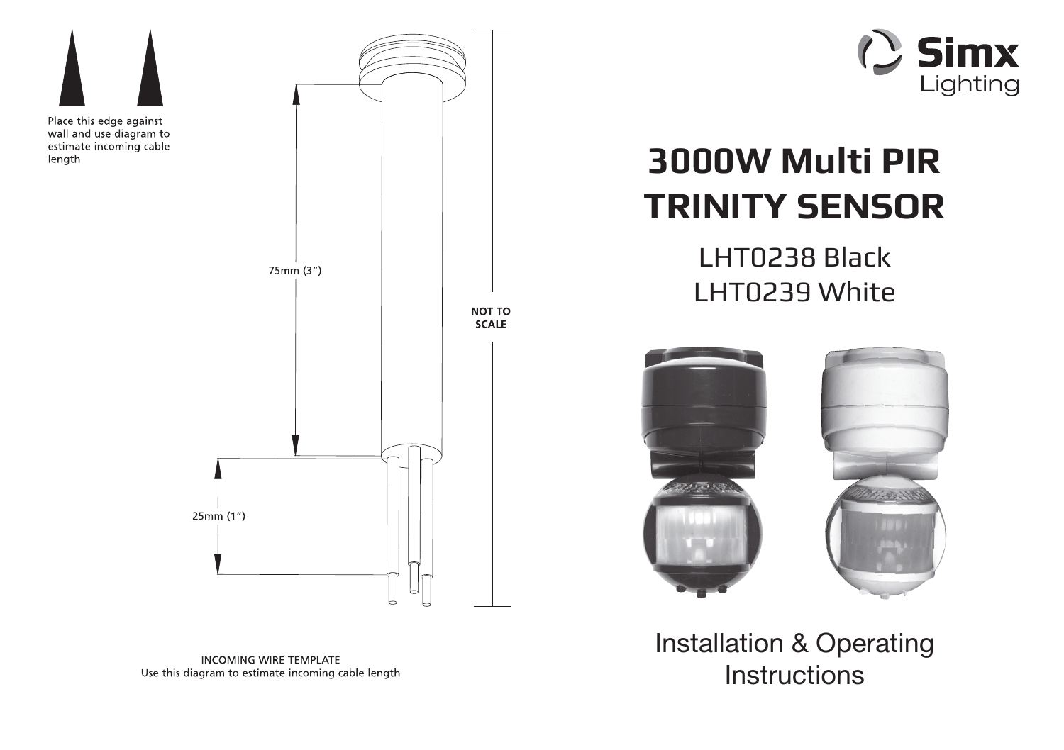Place this edge against wall and use diagram to estimate incoming cable length

75mm (3")

25mm (1")

NOT TO SCALE

INCOMING WIRE TEMPLATE
Use this diagram to estimate incoming cable length

Simx Lighting

# 3000W Multi PIR TRINITY SENSOR

## LHT0238 Black
## LHT0239 White

## Installation & Operating Instructions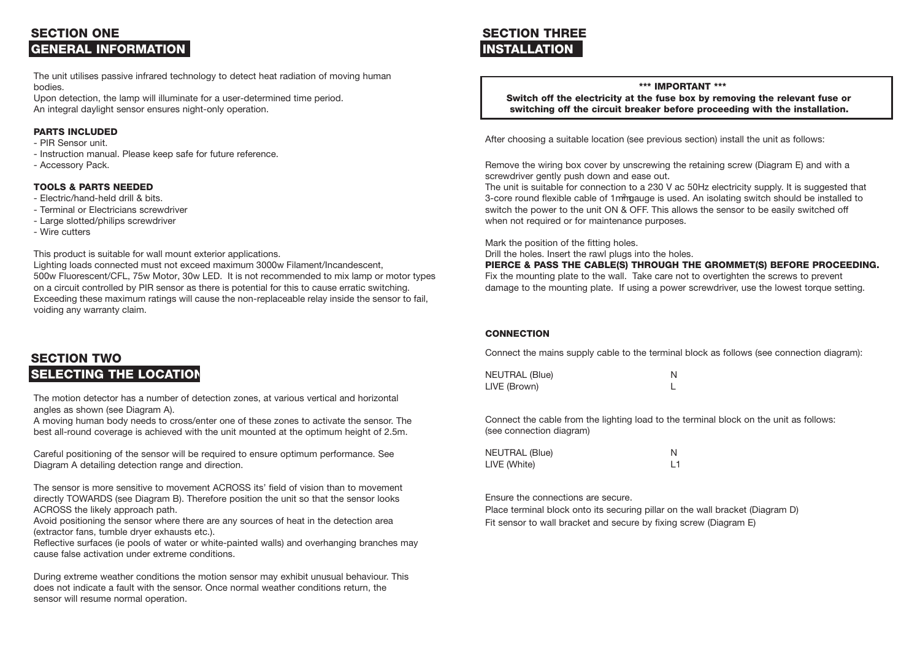# SECTION ONE

## GENERAL INFORMATION

The unit utilises passive infrared technology to detect heat radiation of moving human bodies.
Upon detection, the lamp will illuminate for a user-determined time period.
An integral daylight sensor ensures night-only operation.

### PARTS INCLUDED

- PIR Sensor unit.
- Instruction manual. Please keep safe for future reference.
- Accessory Pack.

### TOOLS & PARTS NEEDED

- Electric/hand-held drill & bits.
- Terminal or Electricians screwdriver
- Large slotted/philips screwdriver
- Wire cutters

This product is suitable for wall mount exterior applications.
Lighting loads connected must not exceed maximum 3000w Filament/Incandescent, 500w Fluorescent/CFL, 75w Motor, 30w LED. It is not recommended to mix lamp or motor types on a circuit controlled by PIR sensor as there is potential for this to cause erratic switching. Exceeding these maximum ratings will cause the non-replaceable relay inside the sensor to fail, voiding any warranty claim.

# SECTION TWO

## SELECTING THE LOCATION

The motion detector has a number of detection zones, at various vertical and horizontal angles as shown (see Diagram A).
A moving human body needs to cross/enter one of these zones to activate the sensor. The best all-round coverage is achieved with the unit mounted at the optimum height of 2.5m.

Careful positioning of the sensor will be required to ensure optimum performance. See Diagram A detailing detection range and direction.

The sensor is more sensitive to movement ACROSS its' field of vision than to movement directly TOWARDS (see Diagram B). Therefore position the unit so that the sensor looks ACROSS the likely approach path.
Avoid positioning the sensor where there are any sources of heat in the detection area (extractor fans, tumble dryer exhausts etc.).
Reflective surfaces (ie pools of water or white-painted walls) and overhanging branches may cause false activation under extreme conditions.

During extreme weather conditions the motion sensor may exhibit unusual behaviour. This does not indicate a fault with the sensor. Once normal weather conditions return, the sensor will resume normal operation.

# SECTION THREE

## INSTALLATION

> **\*\*\* IMPORTANT \*\*\***
>
> **Switch off the electricity at the fuse box by removing the relevant fuse or switching off the circuit breaker before proceeding with the installation.**

After choosing a suitable location (see previous section) install the unit as follows:

Remove the wiring box cover by unscrewing the retaining screw (Diagram E) and with a screwdriver gently push down and ease out.
The unit is suitable for connection to a 230 V ac 50Hz electricity supply. It is suggested that 3-core round flexible cable of 1mm² gauge is used. An isolating switch should be installed to switch the power to the unit ON & OFF. This allows the sensor to be easily switched off when not required or for maintenance purposes.

Mark the position of the fitting holes.
Drill the holes. Insert the rawl plugs into the holes.
**PIERCE & PASS THE CABLE(S) THROUGH THE GROMMET(S) BEFORE PROCEEDING.**
Fix the mounting plate to the wall. Take care not to overtighten the screws to prevent damage to the mounting plate. If using a power screwdriver, use the lowest torque setting.

### CONNECTION

Connect the mains supply cable to the terminal block as follows (see connection diagram):

| | |
|---|---|
| NEUTRAL (Blue) | N |
| LIVE (Brown) | L |

Connect the cable from the lighting load to the terminal block on the unit as follows: (see connection diagram)

| | |
|---|---|
| NEUTRAL (Blue) | N |
| LIVE (White) | L1 |

Ensure the connections are secure.
Place terminal block onto its securing pillar on the wall bracket (Diagram D)
Fit sensor to wall bracket and secure by fixing screw (Diagram E)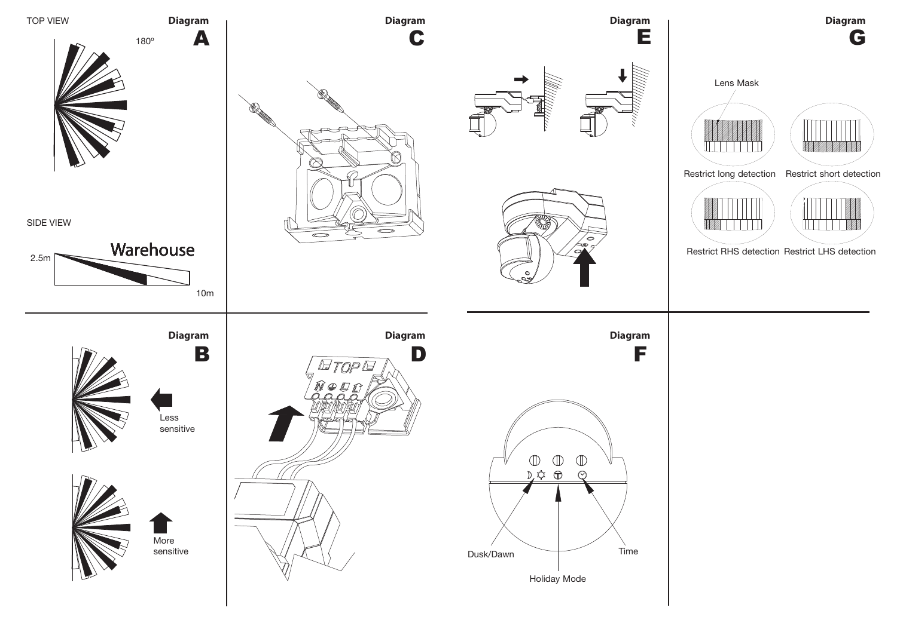## Diagram A

TOP VIEW

180º

SIDE VIEW

2.5m

Warehouse

10m

## Diagram C

## Diagram E

## Diagram G

Lens Mask

Restrict long detection

Restrict short detection

Restrict RHS detection

Restrict LHS detection

## Diagram B

Less sensitive

More sensitive

## Diagram D

TOP

## Diagram F

Dusk/Dawn

Holiday Mode

Time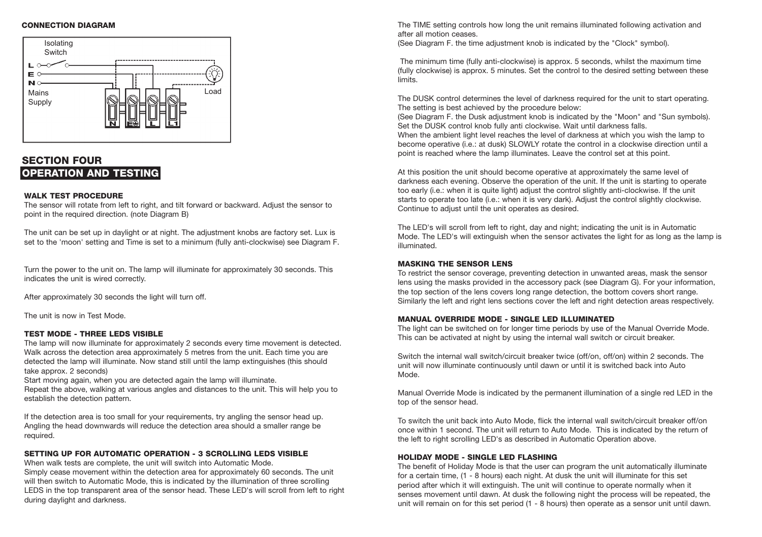**CONNECTION DIAGRAM**

Isolating Switch

L
E
N
Mains Supply

Load

N E L L1

## SECTION FOUR
## OPERATION AND TESTING

### WALK TEST PROCEDURE

The sensor will rotate from left to right, and tilt forward or backward. Adjust the sensor to point in the required direction. (note Diagram B)

The unit can be set up in daylight or at night. The adjustment knobs are factory set. Lux is set to the 'moon' setting and Time is set to a minimum (fully anti-clockwise) see Diagram F.

Turn the power to the unit on. The lamp will illuminate for approximately 30 seconds. This indicates the unit is wired correctly.

After approximately 30 seconds the light will turn off.

The unit is now in Test Mode.

### TEST MODE - THREE LEDS VISIBLE

The lamp will now illuminate for approximately 2 seconds every time movement is detected. Walk across the detection area approximately 5 metres from the unit. Each time you are detected the lamp will illuminate. Now stand still until the lamp extinguishes (this should take approx. 2 seconds)

Start moving again, when you are detected again the lamp will illuminate.

Repeat the above, walking at various angles and distances to the unit. This will help you to establish the detection pattern.

If the detection area is too small for your requirements, try angling the sensor head up. Angling the head downwards will reduce the detection area should a smaller range be required.

### SETTING UP FOR AUTOMATIC OPERATION - 3 SCROLLING LEDS VISIBLE

When walk tests are complete, the unit will switch into Automatic Mode.

Simply cease movement within the detection area for approximately 60 seconds. The unit will then switch to Automatic Mode, this is indicated by the illumination of three scrolling LEDS in the top transparent area of the sensor head. These LED's will scroll from left to right during daylight and darkness.

The TIME setting controls how long the unit remains illuminated following activation and after all motion ceases.

(See Diagram F. the time adjustment knob is indicated by the "Clock" symbol).

The minimum time (fully anti-clockwise) is approx. 5 seconds, whilst the maximum time (fully clockwise) is approx. 5 minutes. Set the control to the desired setting between these limits.

The DUSK control determines the level of darkness required for the unit to start operating. The setting is best achieved by the procedure below:

(See Diagram F. the Dusk adjustment knob is indicated by the "Moon" and "Sun symbols). Set the DUSK control knob fully anti clockwise. Wait until darkness falls.

When the ambient light level reaches the level of darkness at which you wish the lamp to become operative (i.e.: at dusk) SLOWLY rotate the control in a clockwise direction until a point is reached where the lamp illuminates. Leave the control set at this point.

At this position the unit should become operative at approximately the same level of darkness each evening. Observe the operation of the unit. If the unit is starting to operate too early (i.e.: when it is quite light) adjust the control slightly anti-clockwise. If the unit starts to operate too late (i.e.: when it is very dark). Adjust the control slightly clockwise. Continue to adjust until the unit operates as desired.

The LED's will scroll from left to right, day and night; indicating the unit is in Automatic Mode. The LED's will extinguish when the sensor activates the light for as long as the lamp is illuminated.

### MASKING THE SENSOR LENS

To restrict the sensor coverage, preventing detection in unwanted areas, mask the sensor lens using the masks provided in the accessory pack (see Diagram G). For your information, the top section of the lens covers long range detection, the bottom covers short range. Similarly the left and right lens sections cover the left and right detection areas respectively.

### MANUAL OVERRIDE MODE - SINGLE LED ILLUMINATED

The light can be switched on for longer time periods by use of the Manual Override Mode. This can be activated at night by using the internal wall switch or circuit breaker.

Switch the internal wall switch/circuit breaker twice (off/on, off/on) within 2 seconds. The unit will now illuminate continuously until dawn or until it is switched back into Auto Mode.

Manual Override Mode is indicated by the permanent illumination of a single red LED in the top of the sensor head.

To switch the unit back into Auto Mode, flick the internal wall switch/circuit breaker off/on once within 1 second. The unit will return to Auto Mode. This is indicated by the return of the left to right scrolling LED's as described in Automatic Operation above.

### HOLIDAY MODE - SINGLE LED FLASHING

The benefit of Holiday Mode is that the user can program the unit automatically illuminate for a certain time, (1 - 8 hours) each night. At dusk the unit will illuminate for this set period after which it will extinguish. The unit will continue to operate normally when it senses movement until dawn. At dusk the following night the process will be repeated, the unit will remain on for this set period (1 - 8 hours) then operate as a sensor unit until dawn.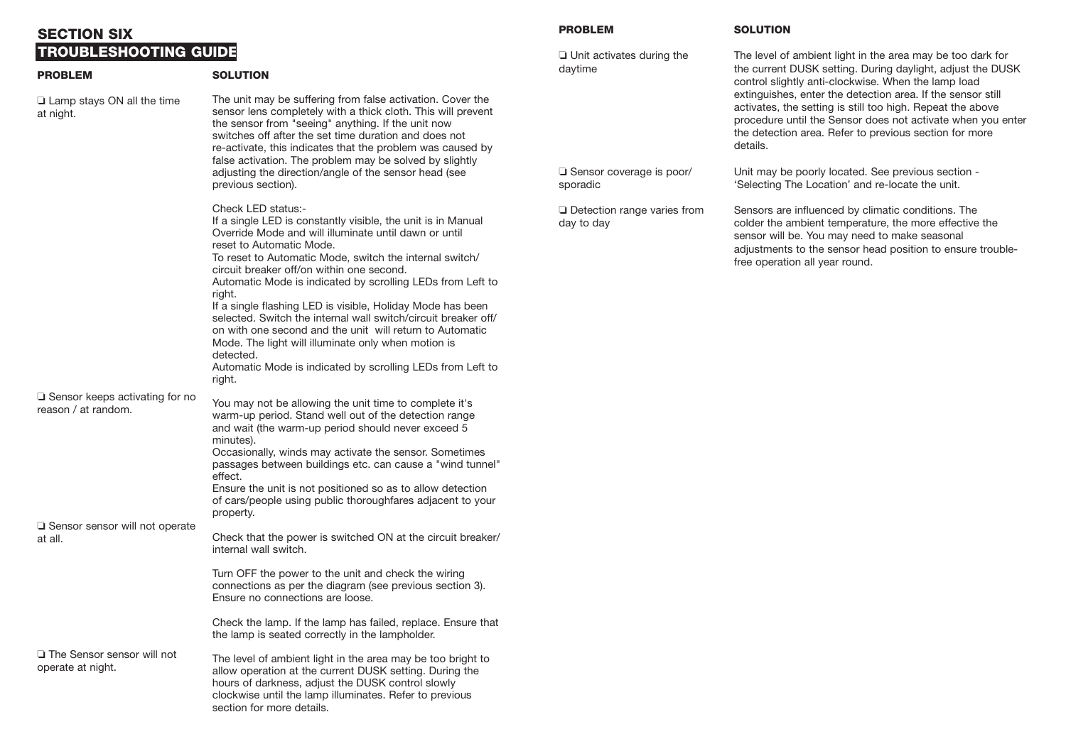## SECTION SIX

## TROUBLESHOOTING GUIDE

| PROBLEM | SOLUTION |
|---|---|
| ❑ Lamp stays ON all the time at night. | The unit may be suffering from false activation. Cover the sensor lens completely with a thick cloth. This will prevent the sensor from "seeing" anything. If the unit now switches off after the set time duration and does not re-activate, this indicates that the problem was caused by false activation. The problem may be solved by slightly adjusting the direction/angle of the sensor head (see previous section).<br><br>Check LED status:-<br>If a single LED is constantly visible, the unit is in Manual Override Mode and will illuminate until dawn or until reset to Automatic Mode.<br>To reset to Automatic Mode, switch the internal switch/circuit breaker off/on within one second.<br>Automatic Mode is indicated by scrolling LEDs from Left to right.<br>If a single flashing LED is visible, Holiday Mode has been selected. Switch the internal wall switch/circuit breaker off/on with one second and the unit will return to Automatic Mode. The light will illuminate only when motion is detected.<br>Automatic Mode is indicated by scrolling LEDs from Left to right. |
| ❑ Sensor keeps activating for no reason / at random. | You may not be allowing the unit time to complete it's warm-up period. Stand well out of the detection range and wait (the warm-up period should never exceed 5 minutes).<br>Occasionally, winds may activate the sensor. Sometimes passages between buildings etc. can cause a "wind tunnel" effect.<br>Ensure the unit is not positioned so as to allow detection of cars/people using public thoroughfares adjacent to your property. |
| ❑ Sensor sensor will not operate at all. | Check that the power is switched ON at the circuit breaker/internal wall switch.<br><br>Turn OFF the power to the unit and check the wiring connections as per the diagram (see previous section 3). Ensure no connections are loose.<br><br>Check the lamp. If the lamp has failed, replace. Ensure that the lamp is seated correctly in the lampholder. |
| ❑ The Sensor sensor will not operate at night. | The level of ambient light in the area may be too bright to allow operation at the current DUSK setting. During the hours of darkness, adjust the DUSK control slowly clockwise until the lamp illuminates. Refer to previous section for more details. |
| ❑ Unit activates during the daytime | The level of ambient light in the area may be too dark for the current DUSK setting. During daylight, adjust the DUSK control slightly anti-clockwise. When the lamp load extinguishes, enter the detection area. If the sensor still activates, the setting is still too high. Repeat the above procedure until the Sensor does not activate when you enter the detection area. Refer to previous section for more details. |
| ❑ Sensor coverage is poor/sporadic | Unit may be poorly located. See previous section - 'Selecting The Location' and re-locate the unit. |
| ❑ Detection range varies from day to day | Sensors are influenced by climatic conditions. The colder the ambient temperature, the more effective the sensor will be. You may need to make seasonal adjustments to the sensor head position to ensure trouble-free operation all year round. |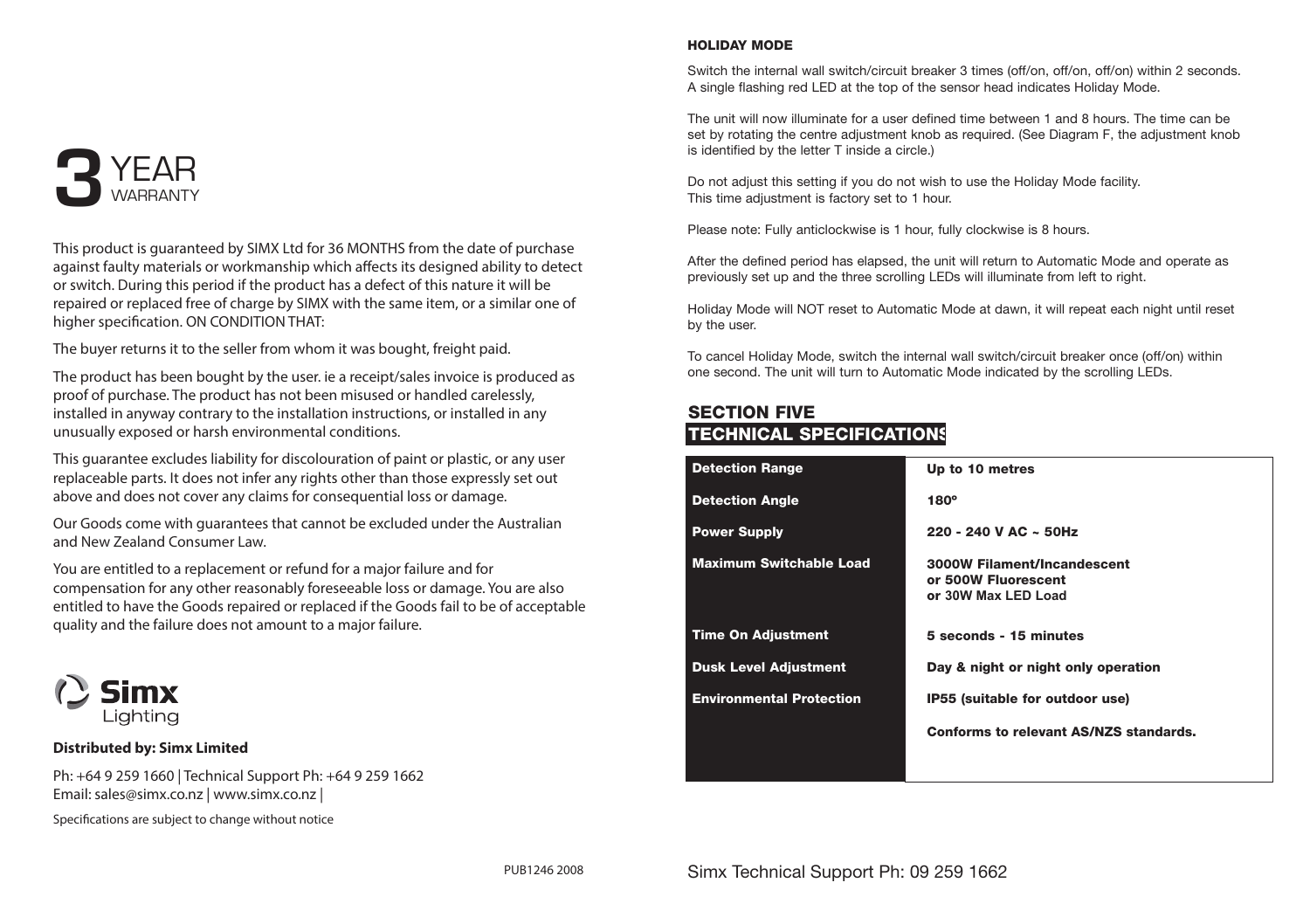# 3 YEAR WARRANTY

This product is guaranteed by SIMX Ltd for 36 MONTHS from the date of purchase against faulty materials or workmanship which affects its designed ability to detect or switch. During this period if the product has a defect of this nature it will be repaired or replaced free of charge by SIMX with the same item, or a similar one of higher specification. ON CONDITION THAT:

The buyer returns it to the seller from whom it was bought, freight paid.

The product has been bought by the user. ie a receipt/sales invoice is produced as proof of purchase. The product has not been misused or handled carelessly, installed in anyway contrary to the installation instructions, or installed in any unusually exposed or harsh environmental conditions.

This guarantee excludes liability for discolouration of paint or plastic, or any user replaceable parts. It does not infer any rights other than those expressly set out above and does not cover any claims for consequential loss or damage.

Our Goods come with guarantees that cannot be excluded under the Australian and New Zealand Consumer Law.

You are entitled to a replacement or refund for a major failure and for compensation for any other reasonably foreseeable loss or damage. You are also entitled to have the Goods repaired or replaced if the Goods fail to be of acceptable quality and the failure does not amount to a major failure.

Simx Lighting

**Distributed by: Simx Limited**

Ph: +64 9 259 1660 | Technical Support Ph: +64 9 259 1662
Email: sales@simx.co.nz | www.simx.co.nz |

Specifications are subject to change without notice

PUB1246 2008

### HOLIDAY MODE

Switch the internal wall switch/circuit breaker 3 times (off/on, off/on, off/on) within 2 seconds. A single flashing red LED at the top of the sensor head indicates Holiday Mode.

The unit will now illuminate for a user defined time between 1 and 8 hours. The time can be set by rotating the centre adjustment knob as required. (See Diagram F, the adjustment knob is identified by the letter T inside a circle.)

Do not adjust this setting if you do not wish to use the Holiday Mode facility.
This time adjustment is factory set to 1 hour.

Please note: Fully anticlockwise is 1 hour, fully clockwise is 8 hours.

After the defined period has elapsed, the unit will return to Automatic Mode and operate as previously set up and the three scrolling LEDs will illuminate from left to right.

Holiday Mode will NOT reset to Automatic Mode at dawn, it will repeat each night until reset by the user.

To cancel Holiday Mode, switch the internal wall switch/circuit breaker once (off/on) within one second. The unit will turn to Automatic Mode indicated by the scrolling LEDs.

## SECTION FIVE
## TECHNICAL SPECIFICATIONS

| | |
|---|---|
| **Detection Range** | **Up to 10 metres** |
| **Detection Angle** | **180º** |
| **Power Supply** | **220 - 240 V AC ~ 50Hz** |
| **Maximum Switchable Load** | **3000W Filament/Incandescent or 500W Fluorescent or 30W Max LED Load** |
| **Time On Adjustment** | **5 seconds - 15 minutes** |
| **Dusk Level Adjustment** | **Day & night or night only operation** |
| **Environmental Protection** | **IP55 (suitable for outdoor use)** |
| | **Conforms to relevant AS/NZS standards.** |

Simx Technical Support Ph: 09 259 1662